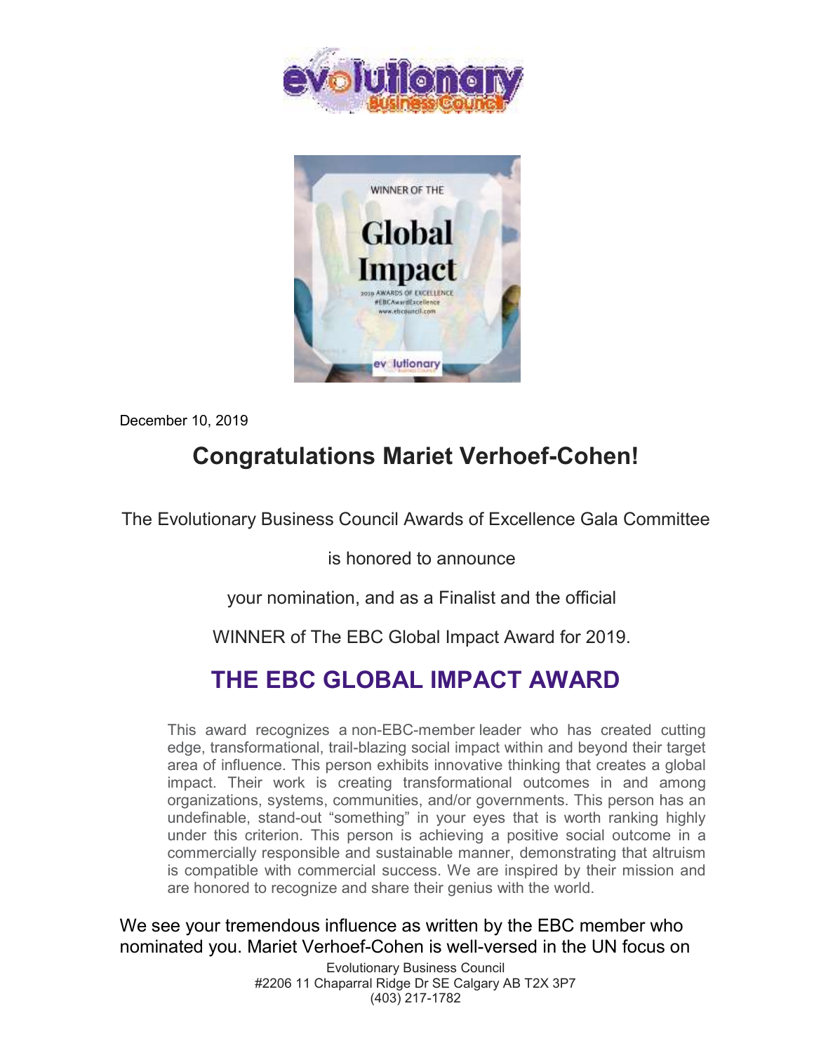December 10, 2019

# Congratulations Mariet Verhoef-Cohen!

The Evolutionary Business Council Awards of Excellence Gala Committee

is honored to announce

your nomination, and as a Finalist and the official

WINNER of The EBC Global Impact Award for 2019.

## THE EBC GLOBAL IMPACT AWARD

This award recognizes a non-EBC-member leader who has created cutting edge, transformational, trail-blazing social impact within and beyond their target area of influence. This person exhibits innovative thinking that creates a global impact. Their work is creating transformational outcomes in and among organizations, systems, communities, and/or governments. This person has an undefinable, stand-out “something” in your eyes that is worth ranking highly under this criterion. This person is achieving a positive social outcome in a commercially responsible and sustainable manner, demonstrating that altruism is compatible with commercial success. We are inspired by their mission and are honored to recognize and share their genius with the world.

We see your tremendous influence as written by the EBC member who nominated you. Mariet Verhoef-Cohen is well-versed in the UN focus on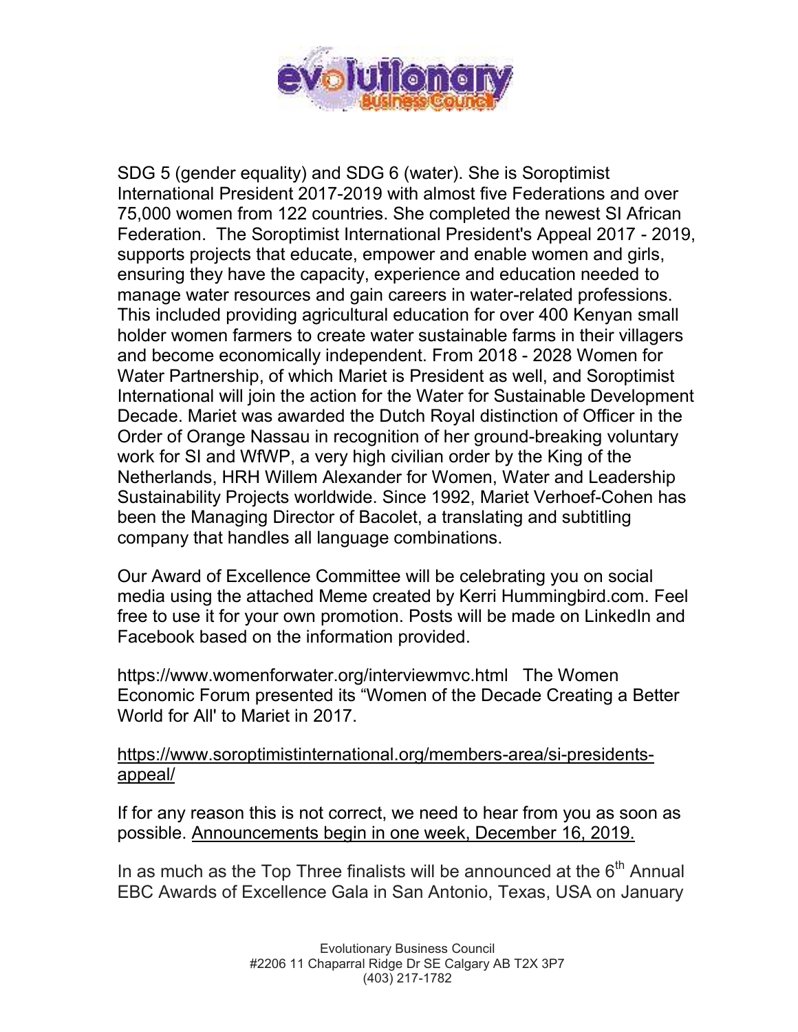SDG 5 (gender equality) and SDG 6 (water). She is Soroptimist International President 2017-2019 with almost five Federations and over 75,000 women from 122 countries. She completed the newest SI African Federation. The Soroptimist International President's Appeal 2017 - 2019, supports projects that educate, empower and enable women and girls, ensuring they have the capacity, experience and education needed to manage water resources and gain careers in water-related professions. This included providing agricultural education for over 400 Kenyan small holder women farmers to create water sustainable farms in their villagers and become economically independent. From 2018 - 2028 Women for Water Partnership, of which Mariet is President as well, and Soroptimist International will join the action for the Water for Sustainable Development Decade. Mariet was awarded the Dutch Royal distinction of Officer in the Order of Orange Nassau in recognition of her ground-breaking voluntary work for SI and WfWP, a very high civilian order by the King of the Netherlands, HRH Willem Alexander for Women, Water and Leadership Sustainability Projects worldwide. Since 1992, Mariet Verhoef-Cohen has been the Managing Director of Bacolet, a translating and subtitling company that handles all language combinations.

Our Award of Excellence Committee will be celebrating you on social media using the attached Meme created by Kerri Hummingbird.com. Feel free to use it for your own promotion. Posts will be made on LinkedIn and Facebook based on the information provided.

https://www.womenforwater.org/interviewmvc.html The Women Economic Forum presented its "Women of the Decade Creating a Better World for All' to Mariet in 2017.

https://www.soroptimistinternational.org/members-area/si-presidents-appeal/

If for any reason this is not correct, we need to hear from you as soon as possible. Announcements begin in one week, December 16, 2019.

In as much as the Top Three finalists will be announced at the 6th Annual EBC Awards of Excellence Gala in San Antonio, Texas, USA on January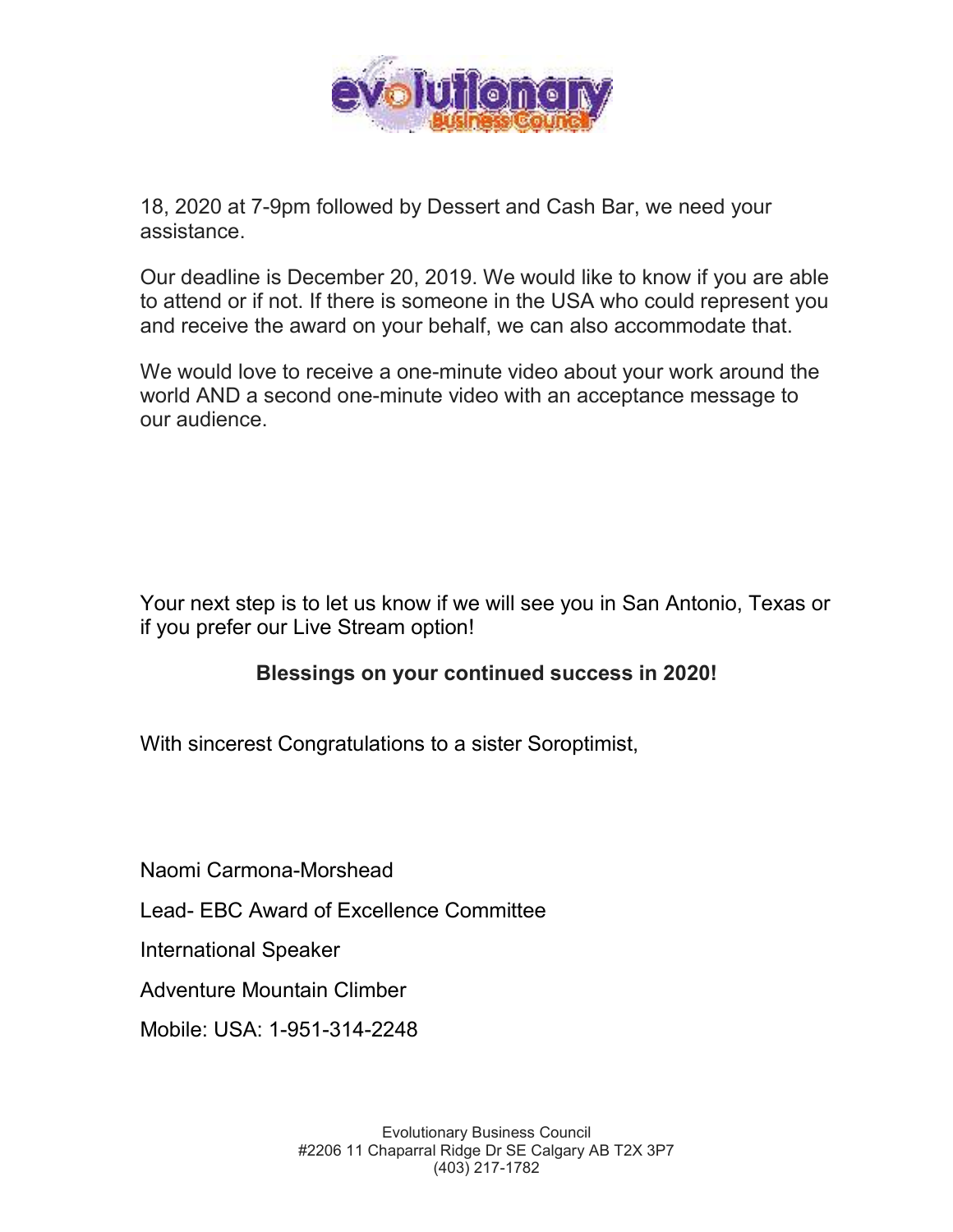18, 2020 at 7-9pm followed by Dessert and Cash Bar, we need your assistance.

Our deadline is December 20, 2019. We would like to know if you are able to attend or if not. If there is someone in the USA who could represent you and receive the award on your behalf, we can also accommodate that.

We would love to receive a one-minute video about your work around the world AND a second one-minute video with an acceptance message to our audience.

Your next step is to let us know if we will see you in San Antonio, Texas or if you prefer our Live Stream option!

**Blessings on your continued success in 2020!**

With sincerest Congratulations to a sister Soroptimist,

Naomi Carmona-Morshead

Lead- EBC Award of Excellence Committee

International Speaker

Adventure Mountain Climber

Mobile: USA: 1-951-314-2248

Evolutionary Business Council
#2206 11 Chaparral Ridge Dr SE Calgary AB T2X 3P7
(403) 217-1782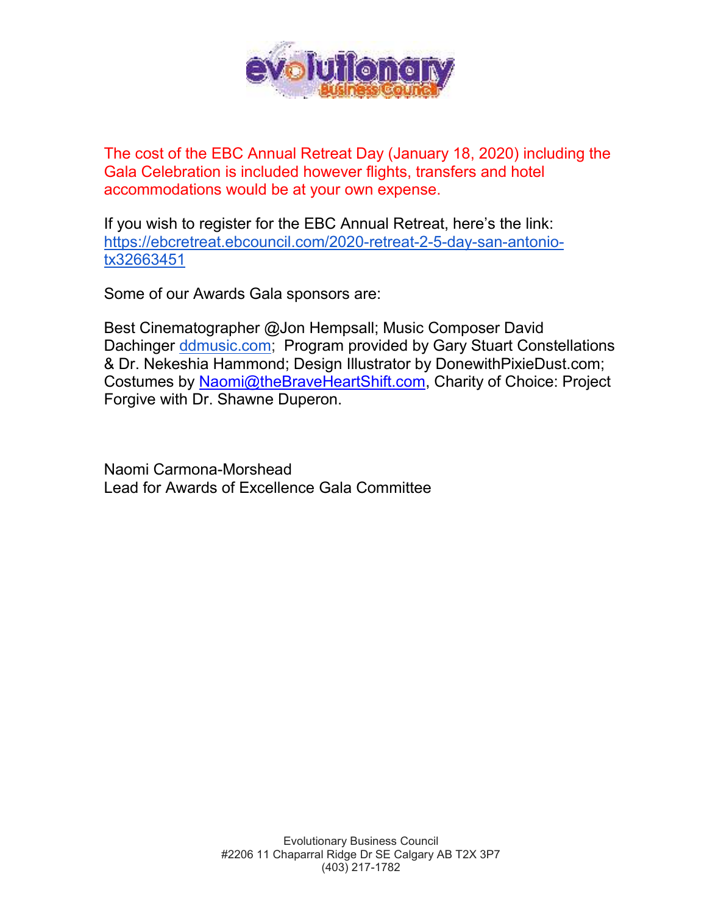The cost of the EBC Annual Retreat Day (January 18, 2020) including the Gala Celebration is included however flights, transfers and hotel accommodations would be at your own expense.

If you wish to register for the EBC Annual Retreat, here's the link: https://ebcretreat.ebcouncil.com/2020-retreat-2-5-day-san-antonio-tx32663451

Some of our Awards Gala sponsors are:

Best Cinematographer @Jon Hempsall; Music Composer David Dachinger ddmusic.com; Program provided by Gary Stuart Constellations & Dr. Nekeshia Hammond; Design Illustrator by DonewithPixieDust.com; Costumes by Naomi@theBraveHeartShift.com, Charity of Choice: Project Forgive with Dr. Shawne Duperon.

Naomi Carmona-Morshead
Lead for Awards of Excellence Gala Committee

Evolutionary Business Council
#2206 11 Chaparral Ridge Dr SE Calgary AB T2X 3P7
(403) 217-1782